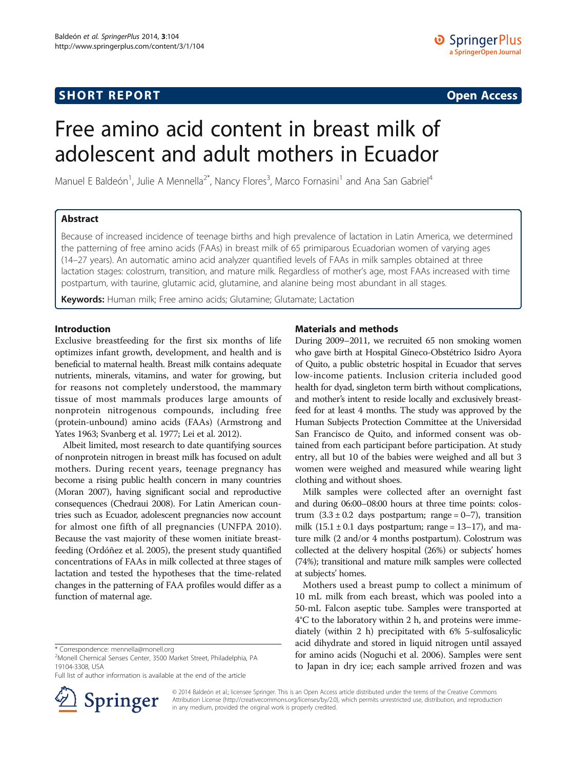SHORT REPORT

Open Access

# Free amino acid content in breast milk of adolescent and adult mothers in Ecuador

Manuel E Baldeón[1], Julie A Mennella[2*], Nancy Flores[3], Marco Fornasini[1] and Ana San Gabriel[4]

## Abstract

Because of increased incidence of teenage births and high prevalence of lactation in Latin America, we determined the patterning of free amino acids (FAAs) in breast milk of 65 primiparous Ecuadorian women of varying ages (14–27 years). An automatic amino acid analyzer quantified levels of FAAs in milk samples obtained at three lactation stages: colostrum, transition, and mature milk. Regardless of mother's age, most FAAs increased with time postpartum, with taurine, glutamic acid, glutamine, and alanine being most abundant in all stages.

**Keywords:** Human milk; Free amino acids; Glutamine; Glutamate; Lactation

## Introduction

Exclusive breastfeeding for the first six months of life optimizes infant growth, development, and health and is beneficial to maternal health. Breast milk contains adequate nutrients, minerals, vitamins, and water for growing, but for reasons not completely understood, the mammary tissue of most mammals produces large amounts of nonprotein nitrogenous compounds, including free (protein-unbound) amino acids (FAAs) (Armstrong and Yates 1963; Svanberg et al. 1977; Lei et al. 2012).

Albeit limited, most research to date quantifying sources of nonprotein nitrogen in breast milk has focused on adult mothers. During recent years, teenage pregnancy has become a rising public health concern in many countries (Moran 2007), having significant social and reproductive consequences (Chedraui 2008). For Latin American countries such as Ecuador, adolescent pregnancies now account for almost one fifth of all pregnancies (UNFPA 2010). Because the vast majority of these women initiate breastfeeding (Ordóñez et al. 2005), the present study quantified concentrations of FAAs in milk collected at three stages of lactation and tested the hypotheses that the time-related changes in the patterning of FAA profiles would differ as a function of maternal age.

## Materials and methods

During 2009–2011, we recruited 65 non smoking women who gave birth at Hospital Gíneco-Obstétrico Isidro Ayora of Quito, a public obstetric hospital in Ecuador that serves low-income patients. Inclusion criteria included good health for dyad, singleton term birth without complications, and mother's intent to reside locally and exclusively breastfeed for at least 4 months. The study was approved by the Human Subjects Protection Committee at the Universidad San Francisco de Quito, and informed consent was obtained from each participant before participation. At study entry, all but 10 of the babies were weighed and all but 3 women were weighed and measured while wearing light clothing and without shoes.

Milk samples were collected after an overnight fast and during 06:00–08:00 hours at three time points: colostrum (3.3 ± 0.2 days postpartum; range = 0–7), transition milk (15.1 ± 0.1 days postpartum; range = 13–17), and mature milk (2 and/or 4 months postpartum). Colostrum was collected at the delivery hospital (26%) or subjects' homes (74%); transitional and mature milk samples were collected at subjects' homes.

Mothers used a breast pump to collect a minimum of 10 mL milk from each breast, which was pooled into a 50-mL Falcon aseptic tube. Samples were transported at 4°C to the laboratory within 2 h, and proteins were immediately (within 2 h) precipitated with 6% 5-sulfosalicylic acid dihydrate and stored in liquid nitrogen until assayed for amino acids (Noguchi et al. 2006). Samples were sent to Japan in dry ice; each sample arrived frozen and was

\* Correspondence: mennella@monell.org
[2]Monell Chemical Senses Center, 3500 Market Street, Philadelphia, PA 19104-3308, USA
Full list of author information is available at the end of the article

© 2014 Baldeón et al.; licensee Springer. This is an Open Access article distributed under the terms of the Creative Commons Attribution License (http://creativecommons.org/licenses/by/2.0), which permits unrestricted use, distribution, and reproduction in any medium, provided the original work is properly credited.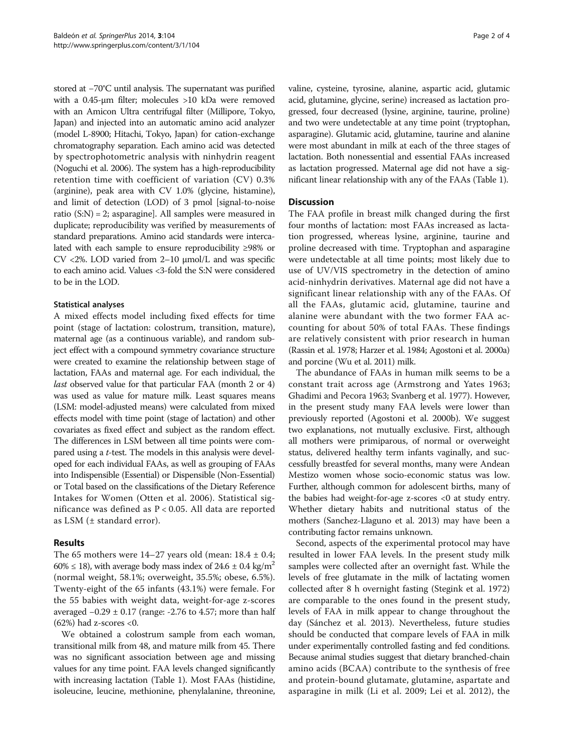stored at −70°C until analysis. The supernatant was purified with a 0.45-μm filter; molecules >10 kDa were removed with an Amicon Ultra centrifugal filter (Millipore, Tokyo, Japan) and injected into an automatic amino acid analyzer (model L-8900; Hitachi, Tokyo, Japan) for cation-exchange chromatography separation. Each amino acid was detected by spectrophotometric analysis with ninhydrin reagent (Noguchi et al. 2006). The system has a high-reproducibility retention time with coefficient of variation (CV) 0.3% (arginine), peak area with CV 1.0% (glycine, histamine), and limit of detection (LOD) of 3 pmol [signal-to-noise ratio (S:N) = 2; asparagine]. All samples were measured in duplicate; reproducibility was verified by measurements of standard preparations. Amino acid standards were intercalated with each sample to ensure reproducibility ≥98% or CV <2%. LOD varied from 2–10 μmol/L and was specific to each amino acid. Values <3-fold the S:N were considered to be in the LOD.

### Statistical analyses

A mixed effects model including fixed effects for time point (stage of lactation: colostrum, transition, mature), maternal age (as a continuous variable), and random subject effect with a compound symmetry covariance structure were created to examine the relationship between stage of lactation, FAAs and maternal age. For each individual, the *last* observed value for that particular FAA (month 2 or 4) was used as value for mature milk. Least squares means (LSM: model-adjusted means) were calculated from mixed effects model with time point (stage of lactation) and other covariates as fixed effect and subject as the random effect. The differences in LSM between all time points were compared using a *t*-test. The models in this analysis were developed for each individual FAAs, as well as grouping of FAAs into Indispensible (Essential) or Dispensible (Non-Essential) or Total based on the classifications of the Dietary Reference Intakes for Women (Otten et al. 2006). Statistical significance was defined as $P < 0.05$. All data are reported as LSM (± standard error).

## Results

The 65 mothers were 14–27 years old (mean: 18.4 ± 0.4; 60% ≤ 18), with average body mass index of 24.6 ± 0.4 kg/m$^2$ (normal weight, 58.1%; overweight, 35.5%; obese, 6.5%). Twenty-eight of the 65 infants (43.1%) were female. For the 55 babies with weight data, weight-for-age z-scores averaged −0.29 ± 0.17 (range: -2.76 to 4.57; more than half (62%) had z-scores <0.

We obtained a colostrum sample from each woman, transitional milk from 48, and mature milk from 45. There was no significant association between age and missing values for any time point. FAA levels changed significantly with increasing lactation (Table 1). Most FAAs (histidine, isoleucine, leucine, methionine, phenylalanine, threonine, valine, cysteine, tyrosine, alanine, aspartic acid, glutamic acid, glutamine, glycine, serine) increased as lactation progressed, four decreased (lysine, arginine, taurine, proline) and two were undetectable at any time point (tryptophan, asparagine). Glutamic acid, glutamine, taurine and alanine were most abundant in milk at each of the three stages of lactation. Both nonessential and essential FAAs increased as lactation progressed. Maternal age did not have a significant linear relationship with any of the FAAs (Table 1).

## Discussion

The FAA profile in breast milk changed during the first four months of lactation: most FAAs increased as lactation progressed, whereas lysine, arginine, taurine and proline decreased with time. Tryptophan and asparagine were undetectable at all time points; most likely due to use of UV/VIS spectrometry in the detection of amino acid-ninhydrin derivatives. Maternal age did not have a significant linear relationship with any of the FAAs. Of all the FAAs, glutamic acid, glutamine, taurine and alanine were abundant with the two former FAA accounting for about 50% of total FAAs. These findings are relatively consistent with prior research in human (Rassin et al. 1978; Harzer et al. 1984; Agostoni et al. 2000a) and porcine (Wu et al. 2011) milk.

The abundance of FAAs in human milk seems to be a constant trait across age (Armstrong and Yates 1963; Ghadimi and Pecora 1963; Svanberg et al. 1977). However, in the present study many FAA levels were lower than previously reported (Agostoni et al. 2000b). We suggest two explanations, not mutually exclusive. First, although all mothers were primiparous, of normal or overweight status, delivered healthy term infants vaginally, and successfully breastfed for several months, many were Andean Mestizo women whose socio-economic status was low. Further, although common for adolescent births, many of the babies had weight-for-age z-scores <0 at study entry. Whether dietary habits and nutritional status of the mothers (Sanchez-Llaguno et al. 2013) may have been a contributing factor remains unknown.

Second, aspects of the experimental protocol may have resulted in lower FAA levels. In the present study milk samples were collected after an overnight fast. While the levels of free glutamate in the milk of lactating women collected after 8 h overnight fasting (Stegink et al. 1972) are comparable to the ones found in the present study, levels of FAA in milk appear to change throughout the day (Sánchez et al. 2013). Nevertheless, future studies should be conducted that compare levels of FAA in milk under experimentally controlled fasting and fed conditions. Because animal studies suggest that dietary branched-chain amino acids (BCAA) contribute to the synthesis of free and protein-bound glutamate, glutamine, aspartate and asparagine in milk (Li et al. 2009; Lei et al. 2012), the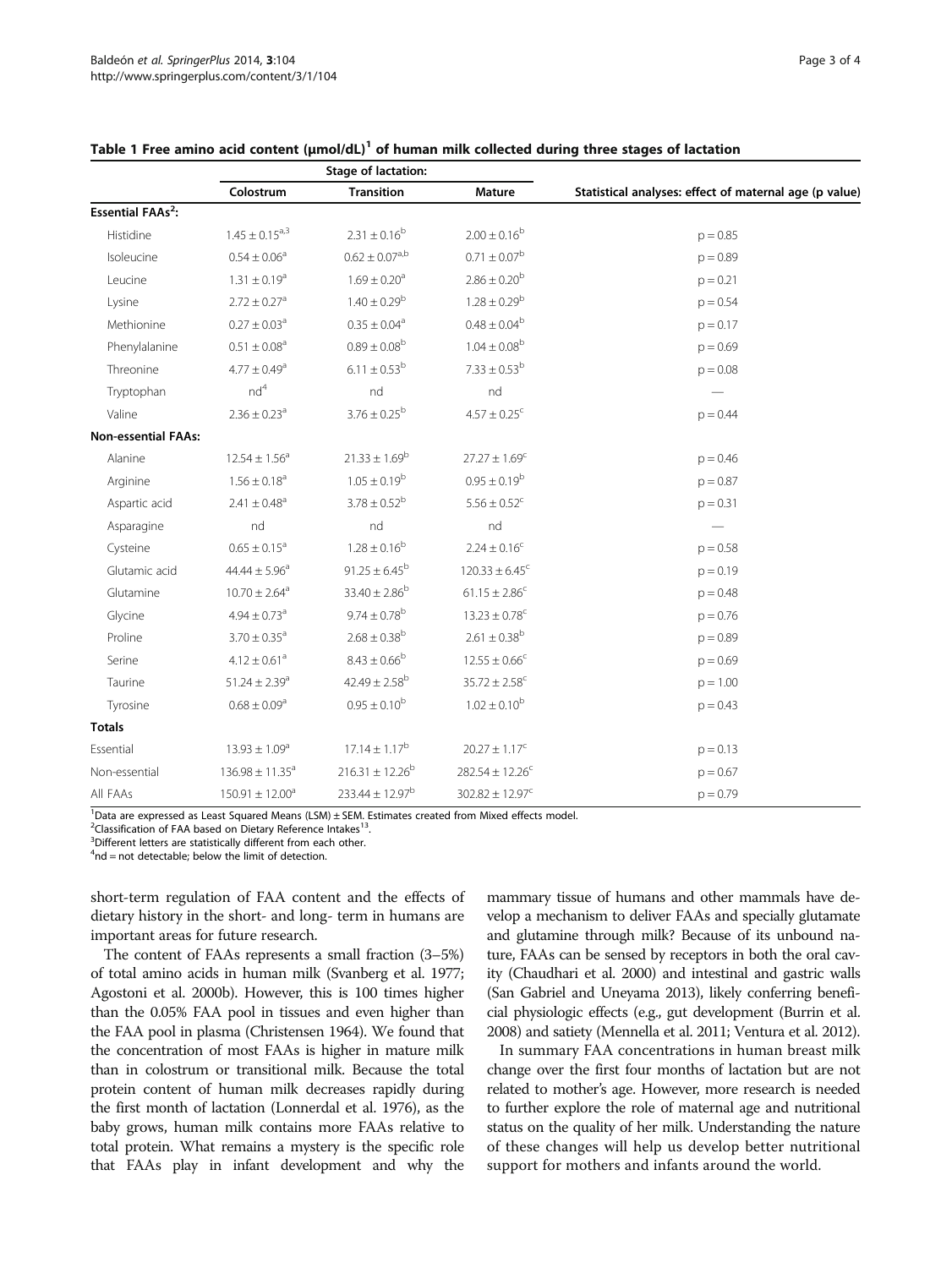**Table 1 Free amino acid content (μmol/dL)[1] of human milk collected during three stages of lactation**

| | Stage of lactation: | | | |
|---|---|---|---|---|
| | Colostrum | Transition | Mature | Statistical analyses: effect of maternal age (p value) |
| **Essential FAAs[2]:** | | | | |
| Histidine | 1.45 ± 0.15[a,3] | 2.31 ± 0.16[b] | 2.00 ± 0.16[b] | p = 0.85 |
| Isoleucine | 0.54 ± 0.06[a] | 0.62 ± 0.07[a,b] | 0.71 ± 0.07[b] | p = 0.89 |
| Leucine | 1.31 ± 0.19[a] | 1.69 ± 0.20[a] | 2.86 ± 0.20[b] | p = 0.21 |
| Lysine | 2.72 ± 0.27[a] | 1.40 ± 0.29[b] | 1.28 ± 0.29[b] | p = 0.54 |
| Methionine | 0.27 ± 0.03[a] | 0.35 ± 0.04[a] | 0.48 ± 0.04[b] | p = 0.17 |
| Phenylalanine | 0.51 ± 0.08[a] | 0.89 ± 0.08[b] | 1.04 ± 0.08[b] | p = 0.69 |
| Threonine | 4.77 ± 0.49[a] | 6.11 ± 0.53[b] | 7.33 ± 0.53[b] | p = 0.08 |
| Tryptophan | nd[4] | nd | nd | — |
| Valine | 2.36 ± 0.23[a] | 3.76 ± 0.25[b] | 4.57 ± 0.25[c] | p = 0.44 |
| **Non-essential FAAs:** | | | | |
| Alanine | 12.54 ± 1.56[a] | 21.33 ± 1.69[b] | 27.27 ± 1.69[c] | p = 0.46 |
| Arginine | 1.56 ± 0.18[a] | 1.05 ± 0.19[b] | 0.95 ± 0.19[b] | p = 0.87 |
| Aspartic acid | 2.41 ± 0.48[a] | 3.78 ± 0.52[b] | 5.56 ± 0.52[c] | p = 0.31 |
| Asparagine | nd | nd | nd | — |
| Cysteine | 0.65 ± 0.15[a] | 1.28 ± 0.16[b] | 2.24 ± 0.16[c] | p = 0.58 |
| Glutamic acid | 44.44 ± 5.96[a] | 91.25 ± 6.45[b] | 120.33 ± 6.45[c] | p = 0.19 |
| Glutamine | 10.70 ± 2.64[a] | 33.40 ± 2.86[b] | 61.15 ± 2.86[c] | p = 0.48 |
| Glycine | 4.94 ± 0.73[a] | 9.74 ± 0.78[b] | 13.23 ± 0.78[c] | p = 0.76 |
| Proline | 3.70 ± 0.35[a] | 2.68 ± 0.38[b] | 2.61 ± 0.38[b] | p = 0.89 |
| Serine | 4.12 ± 0.61[a] | 8.43 ± 0.66[b] | 12.55 ± 0.66[c] | p = 0.69 |
| Taurine | 51.24 ± 2.39[a] | 42.49 ± 2.58[b] | 35.72 ± 2.58[c] | p = 1.00 |
| Tyrosine | 0.68 ± 0.09[a] | 0.95 ± 0.10[b] | 1.02 ± 0.10[b] | p = 0.43 |
| **Totals** | | | | |
| Essential | 13.93 ± 1.09[a] | 17.14 ± 1.17[b] | 20.27 ± 1.17[c] | p = 0.13 |
| Non-essential | 136.98 ± 11.35[a] | 216.31 ± 12.26[b] | 282.54 ± 12.26[c] | p = 0.67 |
| All FAAs | 150.91 ± 12.00[a] | 233.44 ± 12.97[b] | 302.82 ± 12.97[c] | p = 0.79 |

[1]Data are expressed as Least Squared Means (LSM) ± SEM. Estimates created from Mixed effects model.
[2]Classification of FAA based on Dietary Reference Intakes[13].
[3]Different letters are statistically different from each other.
[4]nd = not detectable; below the limit of detection.

short-term regulation of FAA content and the effects of dietary history in the short- and long- term in humans are important areas for future research.

The content of FAAs represents a small fraction (3–5%) of total amino acids in human milk (Svanberg et al. 1977; Agostoni et al. 2000b). However, this is 100 times higher than the 0.05% FAA pool in tissues and even higher than the FAA pool in plasma (Christensen 1964). We found that the concentration of most FAAs is higher in mature milk than in colostrum or transitional milk. Because the total protein content of human milk decreases rapidly during the first month of lactation (Lonnerdal et al. 1976), as the baby grows, human milk contains more FAAs relative to total protein. What remains a mystery is the specific role that FAAs play in infant development and why the mammary tissue of humans and other mammals have develop a mechanism to deliver FAAs and specially glutamate and glutamine through milk? Because of its unbound nature, FAAs can be sensed by receptors in both the oral cavity (Chaudhari et al. 2000) and intestinal and gastric walls (San Gabriel and Uneyama 2013), likely conferring beneficial physiologic effects (e.g., gut development (Burrin et al. 2008) and satiety (Mennella et al. 2011; Ventura et al. 2012).

In summary FAA concentrations in human breast milk change over the first four months of lactation but are not related to mother's age. However, more research is needed to further explore the role of maternal age and nutritional status on the quality of her milk. Understanding the nature of these changes will help us develop better nutritional support for mothers and infants around the world.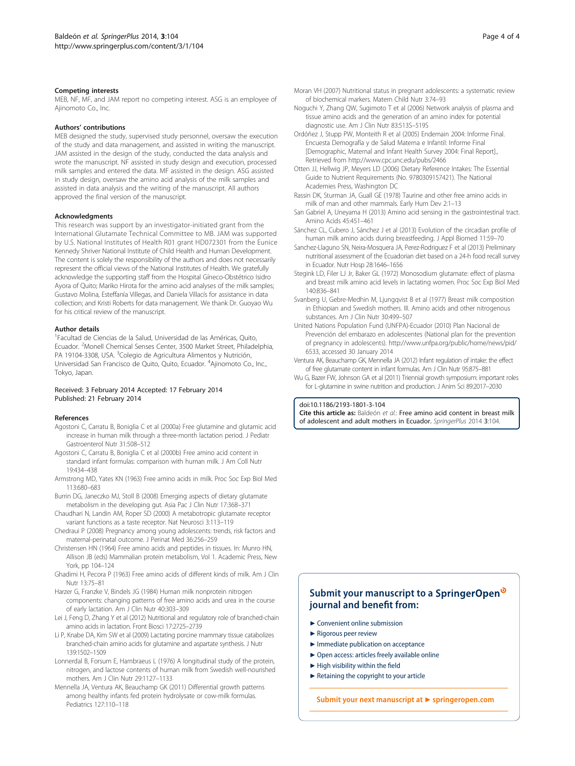### Competing interests

MEB, NF, MF, and JAM report no competing interest. ASG is an employee of Ajinomoto Co., Inc.

### Authors' contributions

MEB designed the study, supervised study personnel, oversaw the execution of the study and data management, and assisted in writing the manuscript. JAM assisted in the design of the study, conducted the data analysis and wrote the manuscript. NF assisted in study design and execution, processed milk samples and entered the data. MF assisted in the design. ASG assisted in study design, oversaw the amino acid analysis of the milk samples and assisted in data analysis and the writing of the manuscript. All authors approved the final version of the manuscript.

### Acknowledgments

This research was support by an investigator-initiated grant from the International Glutamate Technical Committee to MB. JAM was supported by U.S. National Institutes of Health R01 grant HD072301 from the Eunice Kennedy Shriver National Institute of Child Health and Human Development. The content is solely the responsibility of the authors and does not necessarily represent the official views of the National Institutes of Health. We gratefully acknowledge the supporting staff from the Hospital Gíneco-Obstétrico Isidro Ayora of Quito; Mariko Hirota for the amino acid analyses of the milk samples; Gustavo Molina, Esteffanía Villegas, and Daniela Villacís for assistance in data collection; and Kristi Roberts for data management. We thank Dr. Guoyao Wu for his critical review of the manuscript.

### Author details

[1]Facultad de Ciencias de la Salud, Universidad de las Américas, Quito, Ecuador. [2]Monell Chemical Senses Center, 3500 Market Street, Philadelphia, PA 19104-3308, USA. [3]Colegio de Agricultura Alimentos y Nutrición, Universidad San Francisco de Quito, Quito, Ecuador. [4]Ajinomoto Co., Inc., Tokyo, Japan.

Received: 3 February 2014 Accepted: 17 February 2014
Published: 21 February 2014

### References

Agostoni C, Carratu B, Boniglia C et al (2000a) Free glutamine and glutamic acid increase in human milk through a three-month lactation period. J Pediatr Gastroenterol Nutr 31:508–512

Agostoni C, Carratu B, Boniglia C et al (2000b) Free amino acid content in standard infant formulas: comparison with human milk. J Am Coll Nutr 19:434–438

Armstrong MD, Yates KN (1963) Free amino acids in milk. Proc Soc Exp Biol Med 113:680–683

Burrin DG, Janeczko MJ, Stoll B (2008) Emerging aspects of dietary glutamate metabolism in the developing gut. Asia Pac J Clin Nutr 17:368–371

Chaudhari N, Landin AM, Roper SD (2000) A metabotropic glutamate receptor variant functions as a taste receptor. Nat Neurosci 3:113–119

Chedraui P (2008) Pregnancy among young adolescents: trends, risk factors and maternal-perinatal outcome. J Perinat Med 36:256–259

Christensen HN (1964) Free amino acids and peptides in tissues. In: Munro HN, Allison JB (eds) Mammalian protein metabolism, Vol 1. Academic Press, New York, pp 104–124

Ghadimi H, Pecora P (1963) Free amino acids of different kinds of milk. Am J Clin Nutr 13:75–81

Harzer G, Franzke V, Bindels JG (1984) Human milk nonprotein nitrogen components: changing patterns of free amino acids and urea in the course of early lactation. Am J Clin Nutr 40:303–309

Lei J, Feng D, Zhang Y et al (2012) Nutritional and regulatory role of branched-chain amino acids in lactation. Front Biosci 17:2725–2739

Li P, Knabe DA, Kim SW et al (2009) Lactating porcine mammary tissue catabolizes branched-chain amino acids for glutamine and aspartate synthesis. J Nutr 139:1502–1509

Lonnerdal B, Forsum E, Hambraeus L (1976) A longitudinal study of the protein, nitrogen, and lactose contents of human milk from Swedish well-nourished mothers. Am J Clin Nutr 29:1127–1133

Mennella JA, Ventura AK, Beauchamp GK (2011) Differential growth patterns among healthy infants fed protein hydrolysate or cow-milk formulas. Pediatrics 127:110–118

Moran VH (2007) Nutritional status in pregnant adolescents: a systematic review of biochemical markers. Matern Child Nutr 3:74–93

Noguchi Y, Zhang QW, Sugimoto T et al (2006) Network analysis of plasma and tissue amino acids and the generation of an amino index for potential diagnostic use. Am J Clin Nutr 83:513S–519S

Ordóñez J, Stupp PW, Monteith R et al (2005) Endemain 2004: Informe Final. Encuesta Demografía y de Salud Materna e Infantil: Informe Final [Demographic, Maternal and Infant Health Survey 2004: Final Report]., Retrieved from http://www.cpc.unc.edu/pubs/2466

Otten JJ, Hellwig JP, Meyers LD (2006) Dietary Reference Intakes: The Essential Guide to Nutrient Requirements (No. 9780309157421). The National Academies Press, Washington DC

Rassin DK, Sturman JA, Guall GE (1978) Taurine and other free amino acids in milk of man and other mammals. Early Hum Dev 2:1–13

San Gabriel A, Uneyama H (2013) Amino acid sensing in the gastrointestinal tract. Amino Acids 45:451–461

Sánchez CL, Cubero J, Sánchez J et al (2013) Evolution of the circadian profile of human milk amino acids during breastfeeding. J Appl Biomed 11:59–70

Sanchez-Llaguno SN, Neira-Mosquera JA, Perez-Rodriguez F et al (2013) Preliminary nutritional assessment of the Ecuadorian diet based on a 24-h food recall survey in Ecuador. Nutr Hosp 28:1646–1656

Stegink LD, Filer LJ Jr, Baker GL (1972) Monosodium glutamate: effect of plasma and breast milk amino acid levels in lactating women. Proc Soc Exp Biol Med 140:836–841

Svanberg U, Gebre-Medhin M, Ljungqvist B et al (1977) Breast milk composition in Ethiopian and Swedish mothers. III. Amino acids and other nitrogenous substances. Am J Clin Nutr 30:499–507

United Nations Population Fund (UNFPA)-Ecuador (2010) Plan Nacional de Prevención del embarazo en adolescentes (National plan for the prevention of pregnancy in adolescents). http://www.unfpa.org/public/home/news/pid/6533, accessed 30 January 2014

Ventura AK, Beauchamp GK, Mennella JA (2012) Infant regulation of intake: the effect of free glutamate content in infant formulas. Am J Clin Nutr 95:875–881

Wu G, Bazer FW, Johnson GA et al (2011) Triennial growth symposium: important roles for L-glutamine in swine nutrition and production. J Anim Sci 89:2017–2030

doi:10.1186/2193-1801-3-104
**Cite this article as:** Baldeón *et al.*: Free amino acid content in breast milk of adolescent and adult mothers in Ecuador. *SpringerPlus* 2014 **3**:104.

**Submit your manuscript to a SpringerOpen journal and benefit from:**

- ► Convenient online submission
- ► Rigorous peer review
- ► Immediate publication on acceptance
- ► Open access: articles freely available online
- ► High visibility within the field
- ► Retaining the copyright to your article

**Submit your next manuscript at ► springeropen.com**